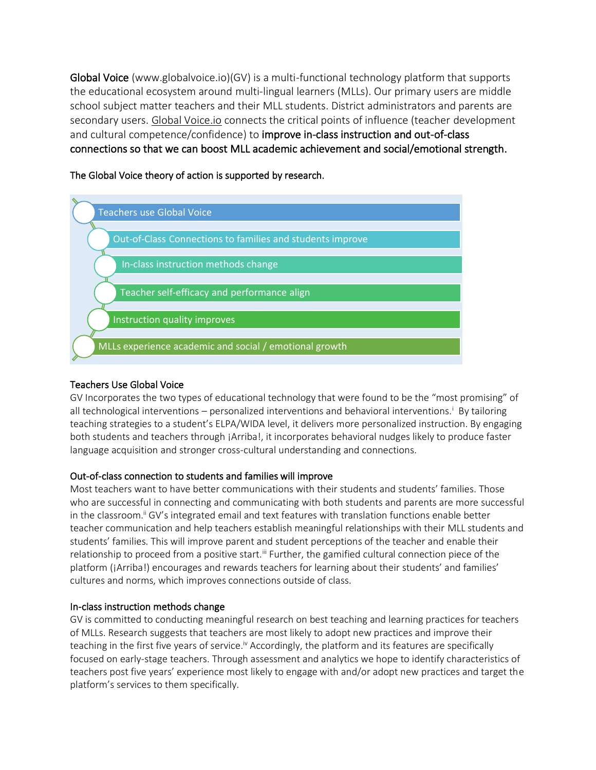**Global Voice** (www.globalvoice.io)(GV) is a multi-functional technology platform that supports the educational ecosystem around multi-lingual learners (MLLs). Our primary users are middle school subject matter teachers and their MLL students. District administrators and parents are secondary users. Global Voice.io connects the critical points of influence (teacher development and cultural competence/confidence) to **improve in-class instruction and out-of-class connections so that we can boost MLL academic achievement and social/emotional strength.**

The Global Voice theory of action is supported by research.

- Teachers use Global Voice
- Out-of-Class Connections to families and students improve
- In-class instruction methods change
- Teacher self-efficacy and performance align
- Instruction quality improves
- MLLs experience academic and social / emotional growth

### Teachers Use Global Voice

GV Incorporates the two types of educational technology that were found to be the "most promising" of all technological interventions – personalized interventions and behavioral interventions.[i] By tailoring teaching strategies to a student's ELPA/WIDA level, it delivers more personalized instruction. By engaging both students and teachers through ¡Arriba!, it incorporates behavioral nudges likely to produce faster language acquisition and stronger cross-cultural understanding and connections.

### Out-of-class connection to students and families will improve

Most teachers want to have better communications with their students and students' families. Those who are successful in connecting and communicating with both students and parents are more successful in the classroom.[ii] GV's integrated email and text features with translation functions enable better teacher communication and help teachers establish meaningful relationships with their MLL students and students' families. This will improve parent and student perceptions of the teacher and enable their relationship to proceed from a positive start.[iii] Further, the gamified cultural connection piece of the platform (¡Arriba!) encourages and rewards teachers for learning about their students' and families' cultures and norms, which improves connections outside of class.

### In-class instruction methods change

GV is committed to conducting meaningful research on best teaching and learning practices for teachers of MLLs. Research suggests that teachers are most likely to adopt new practices and improve their teaching in the first five years of service.[iv] Accordingly, the platform and its features are specifically focused on early-stage teachers. Through assessment and analytics we hope to identify characteristics of teachers post five years' experience most likely to engage with and/or adopt new practices and target the platform's services to them specifically.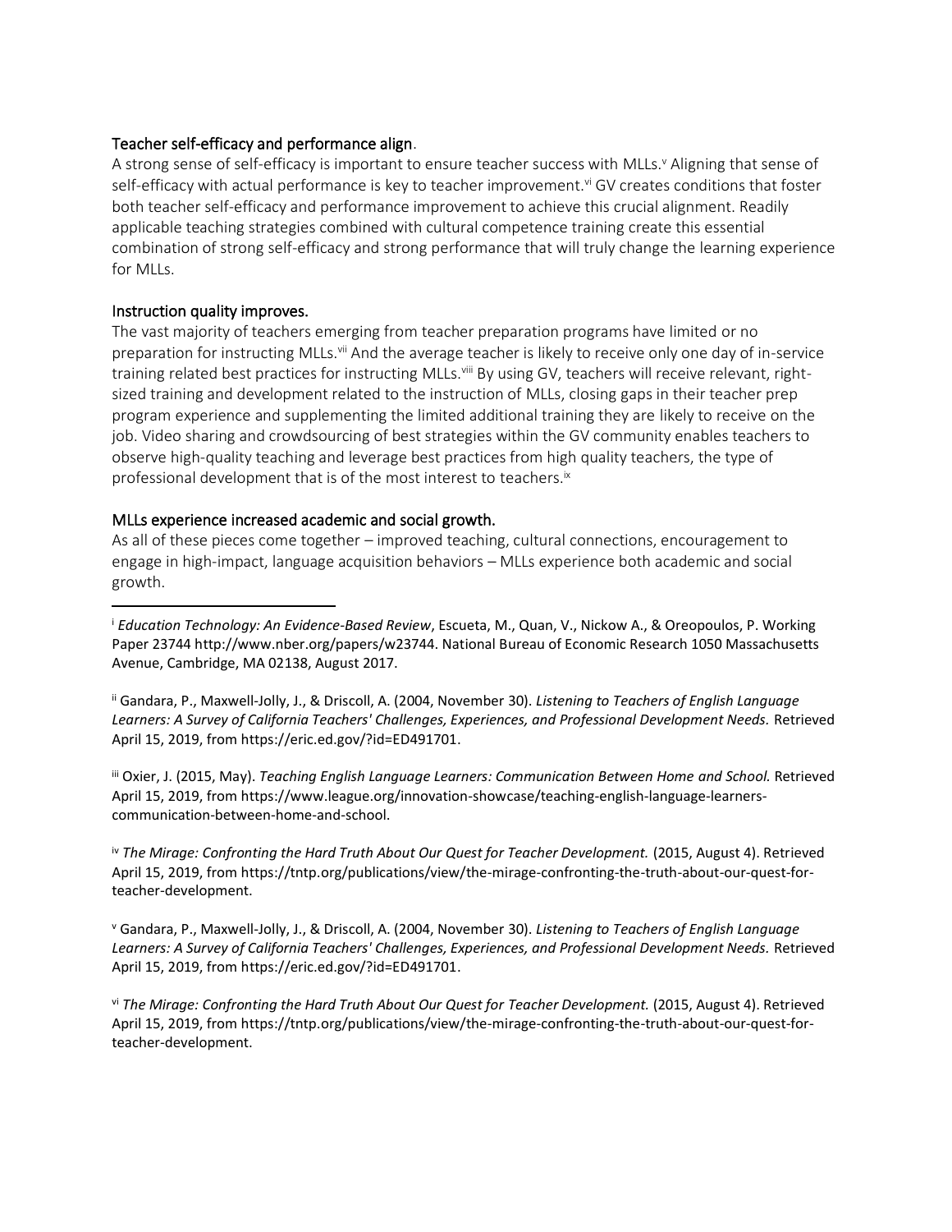### Teacher self-efficacy and performance align.

A strong sense of self-efficacy is important to ensure teacher success with MLLs.[v] Aligning that sense of self-efficacy with actual performance is key to teacher improvement.[vi] GV creates conditions that foster both teacher self-efficacy and performance improvement to achieve this crucial alignment. Readily applicable teaching strategies combined with cultural competence training create this essential combination of strong self-efficacy and strong performance that will truly change the learning experience for MLLs.

### Instruction quality improves.

The vast majority of teachers emerging from teacher preparation programs have limited or no preparation for instructing MLLs.[vii] And the average teacher is likely to receive only one day of in-service training related best practices for instructing MLLs.[viii] By using GV, teachers will receive relevant, right-sized training and development related to the instruction of MLLs, closing gaps in their teacher prep program experience and supplementing the limited additional training they are likely to receive on the job. Video sharing and crowdsourcing of best strategies within the GV community enables teachers to observe high-quality teaching and leverage best practices from high quality teachers, the type of professional development that is of the most interest to teachers.[ix]

### MLLs experience increased academic and social growth.

As all of these pieces come together – improved teaching, cultural connections, encouragement to engage in high-impact, language acquisition behaviors – MLLs experience both academic and social growth.

---

[i] *Education Technology: An Evidence-Based Review*, Escueta, M., Quan, V., Nickow A., & Oreopoulos, P. Working Paper 23744 http://www.nber.org/papers/w23744. National Bureau of Economic Research 1050 Massachusetts Avenue, Cambridge, MA 02138, August 2017.

[ii] Gandara, P., Maxwell-Jolly, J., & Driscoll, A. (2004, November 30). *Listening to Teachers of English Language Learners: A Survey of California Teachers' Challenges, Experiences, and Professional Development Needs.* Retrieved April 15, 2019, from https://eric.ed.gov/?id=ED491701.

[iii] Oxier, J. (2015, May). *Teaching English Language Learners: Communication Between Home and School.* Retrieved April 15, 2019, from https://www.league.org/innovation-showcase/teaching-english-language-learners-communication-between-home-and-school.

[iv] *The Mirage: Confronting the Hard Truth About Our Quest for Teacher Development.* (2015, August 4). Retrieved April 15, 2019, from https://tntp.org/publications/view/the-mirage-confronting-the-truth-about-our-quest-for-teacher-development.

[v] Gandara, P., Maxwell-Jolly, J., & Driscoll, A. (2004, November 30). *Listening to Teachers of English Language Learners: A Survey of California Teachers' Challenges, Experiences, and Professional Development Needs.* Retrieved April 15, 2019, from https://eric.ed.gov/?id=ED491701.

[vi] *The Mirage: Confronting the Hard Truth About Our Quest for Teacher Development.* (2015, August 4). Retrieved April 15, 2019, from https://tntp.org/publications/view/the-mirage-confronting-the-truth-about-our-quest-for-teacher-development.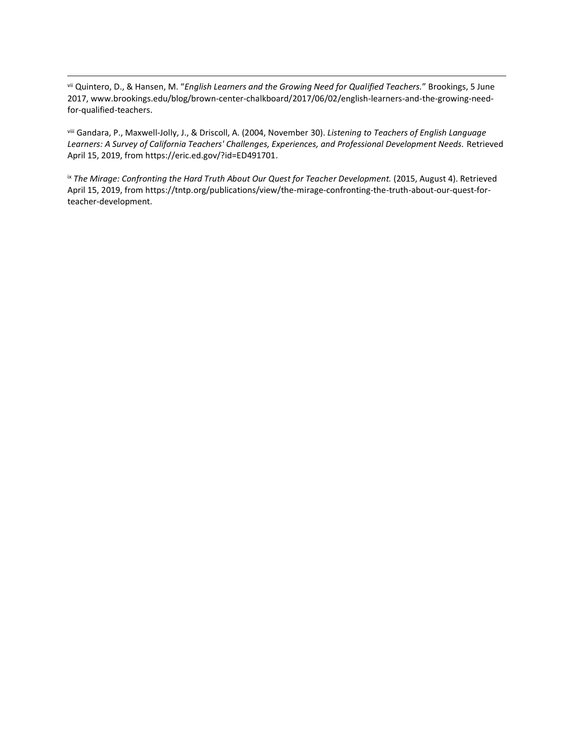[vii] Quintero, D., & Hansen, M. "*English Learners and the Growing Need for Qualified Teachers.*" Brookings, 5 June 2017, www.brookings.edu/blog/brown-center-chalkboard/2017/06/02/english-learners-and-the-growing-need-for-qualified-teachers.

[viii] Gandara, P., Maxwell-Jolly, J., & Driscoll, A. (2004, November 30). *Listening to Teachers of English Language Learners: A Survey of California Teachers' Challenges, Experiences, and Professional Development Needs.* Retrieved April 15, 2019, from https://eric.ed.gov/?id=ED491701.

[ix] *The Mirage: Confronting the Hard Truth About Our Quest for Teacher Development.* (2015, August 4). Retrieved April 15, 2019, from https://tntp.org/publications/view/the-mirage-confronting-the-truth-about-our-quest-for-teacher-development.